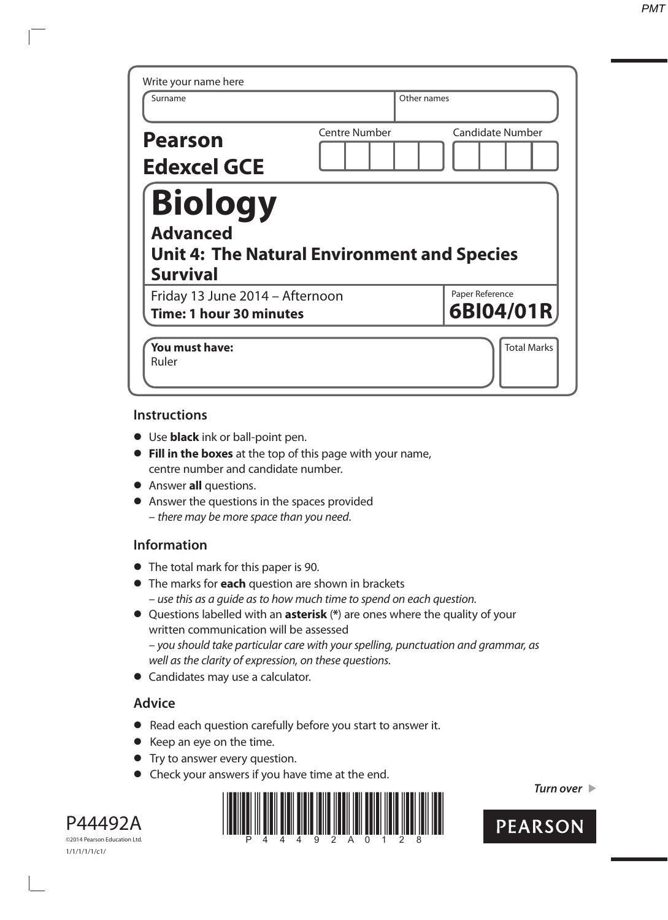Write your name here

| Surname | Other names |
|---|---|
| | |

**Pearson Edexcel GCE**

| Centre Number | Candidate Number |
|---|---|
| | |

# Biology

## Advanced

## Unit 4: The Natural Environment and Species Survival

Friday 13 June 2014 – Afternoon

**Time: 1 hour 30 minutes**

Paper Reference **6BI04/01R**

**You must have:**
Ruler

Total Marks

### Instructions

- Use **black** ink or ball-point pen.
- **Fill in the boxes** at the top of this page with your name, centre number and candidate number.
- Answer **all** questions.
- Answer the questions in the spaces provided
  – *there may be more space than you need.*

### Information

- The total mark for this paper is 90.
- The marks for **each** question are shown in brackets
  – *use this as a guide as to how much time to spend on each question.*
- Questions labelled with an **asterisk** (**\***) are ones where the quality of your written communication will be assessed
  – *you should take particular care with your spelling, punctuation and grammar, as well as the clarity of expression, on these questions.*
- Candidates may use a calculator.

### Advice

- Read each question carefully before you start to answer it.
- Keep an eye on the time.
- Try to answer every question.
- Check your answers if you have time at the end.

*Turn over*

P44492A

©2014 Pearson Education Ltd.

1/1/1/1/1/c1/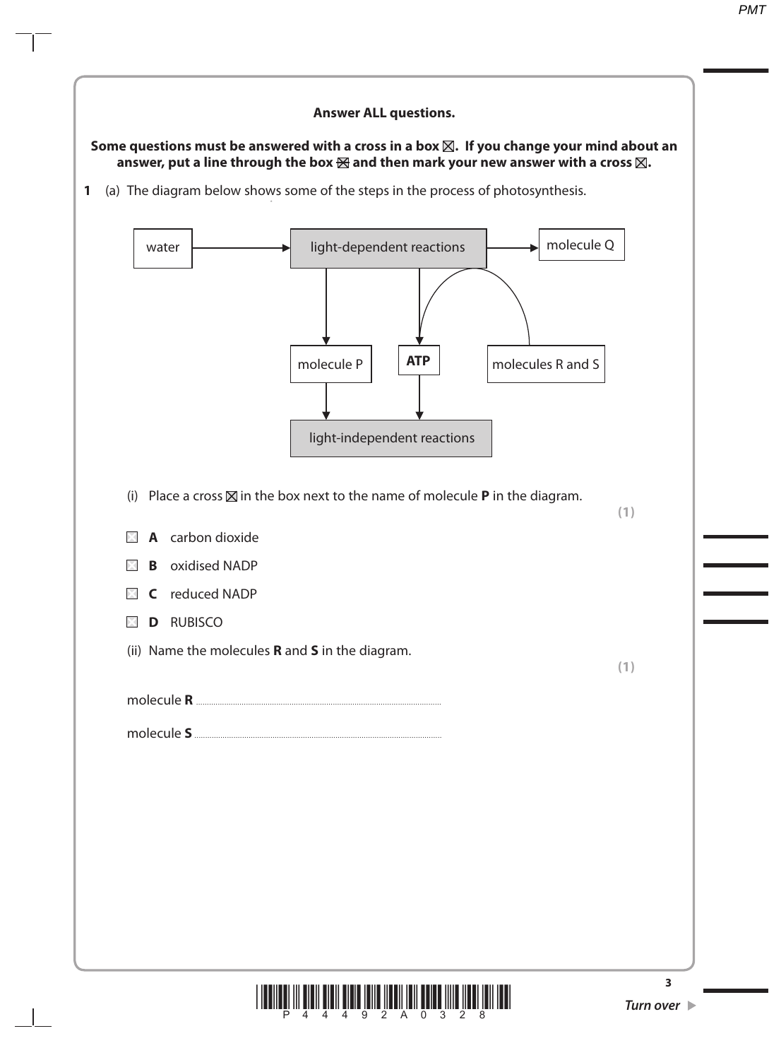**Answer ALL questions.**

**Some questions must be answered with a cross in a box ☒. If you change your mind about an answer, put a line through the box ☒ and then mark your new answer with a cross ☒.**

**1** (a) The diagram below shows some of the steps in the process of photosynthesis.

(i) Place a cross ☒ in the box next to the name of molecule **P** in the diagram. **(1)**

☐ **A** carbon dioxide

☐ **B** oxidised NADP

☐ **C** reduced NADP

☐ **D** RUBISCO

(ii) Name the molecules **R** and **S** in the diagram. **(1)**

molecule **R** ..............................................................................................................

molecule **S** ..............................................................................................................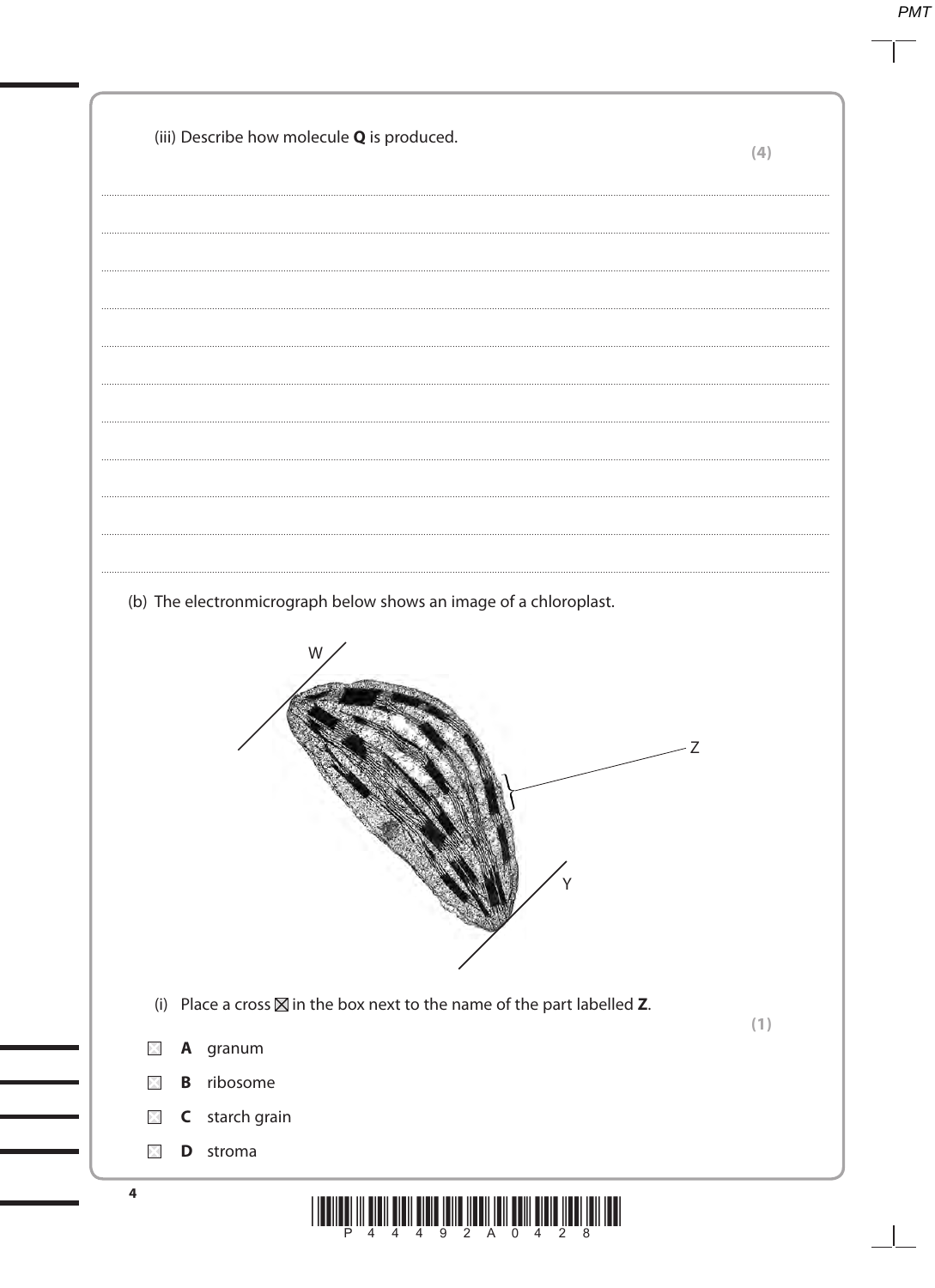(iii) Describe how molecule **Q** is produced. **(4)**

....................................................................................................................................................

....................................................................................................................................................

....................................................................................................................................................

....................................................................................................................................................

....................................................................................................................................................

....................................................................................................................................................

....................................................................................................................................................

....................................................................................................................................................

....................................................................................................................................................

....................................................................................................................................................

(b) The electronmicrograph below shows an image of a chloroplast.

(i) Place a cross ☒ in the box next to the name of the part labelled **Z**. **(1)**

☐ **A** granum

☐ **B** ribosome

☐ **C** starch grain

☐ **D** stroma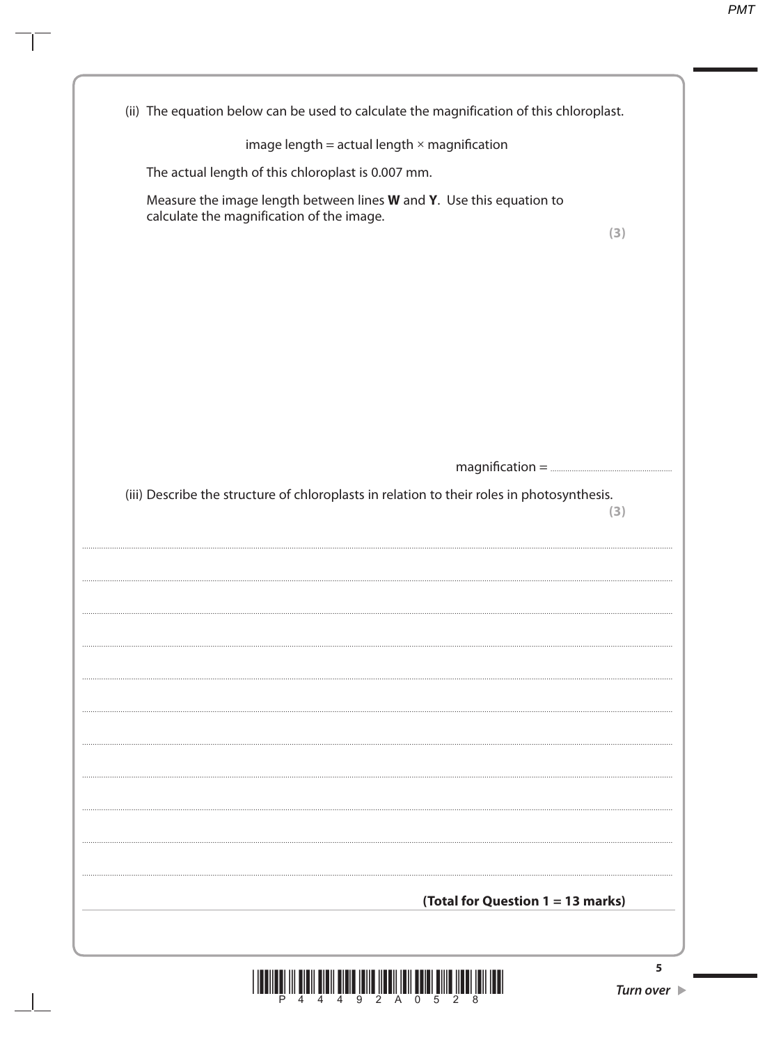(ii) The equation below can be used to calculate the magnification of this chloroplast.

image length = actual length × magnification

The actual length of this chloroplast is 0.007 mm.

Measure the image length between lines **W** and **Y**. Use this equation to calculate the magnification of the image.

**(3)**

magnification = ..............................................

(iii) Describe the structure of chloroplasts in relation to their roles in photosynthesis.

**(3)**

..............................................................................................................................................

..............................................................................................................................................

..............................................................................................................................................

..............................................................................................................................................

..............................................................................................................................................

..............................................................................................................................................

..............................................................................................................................................

..............................................................................................................................................

..............................................................................................................................................

..............................................................................................................................................

**(Total for Question 1 = 13 marks)**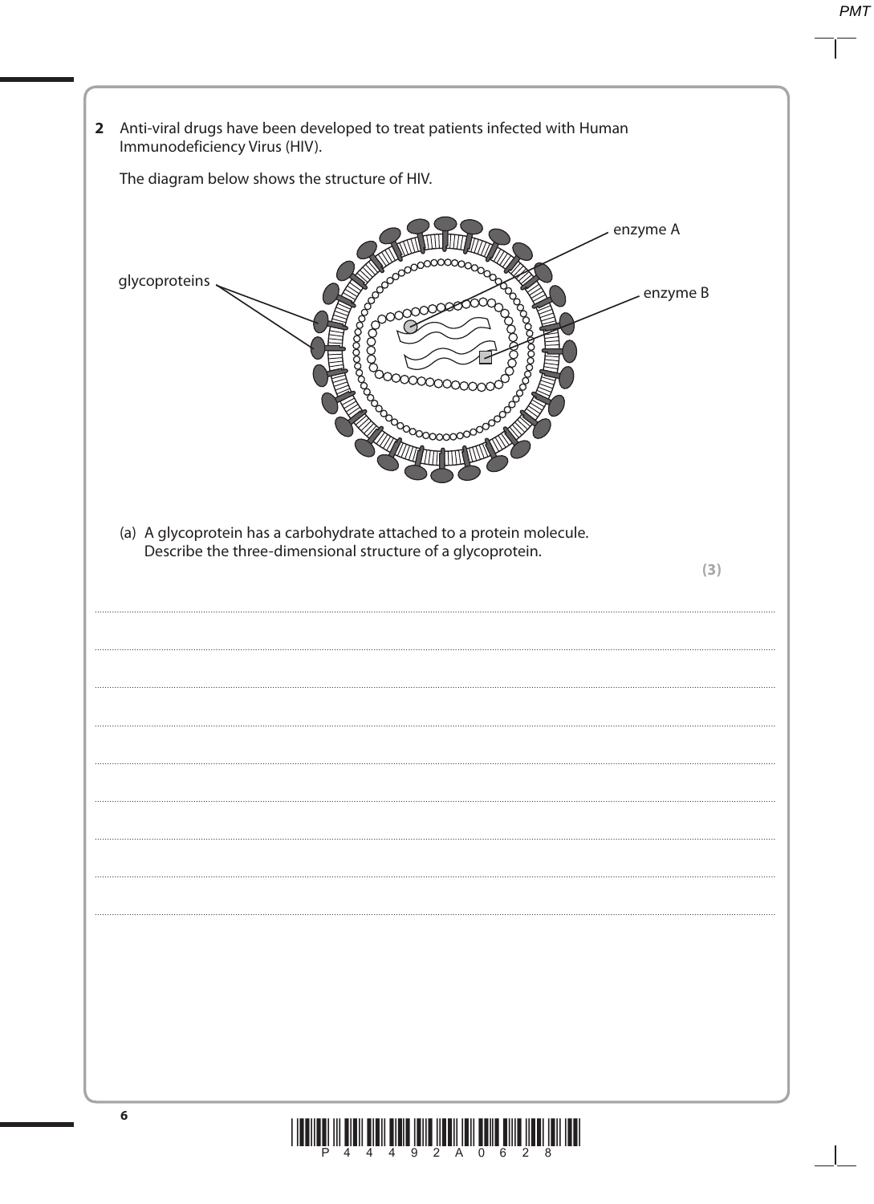**2** Anti-viral drugs have been developed to treat patients infected with Human Immunodeficiency Virus (HIV).

The diagram below shows the structure of HIV.

glycoproteins

enzyme A

enzyme B

(a) A glycoprotein has a carbohydrate attached to a protein molecule. Describe the three-dimensional structure of a glycoprotein.

**(3)**

.......................................................................................................................................................................................................................

.......................................................................................................................................................................................................................

.......................................................................................................................................................................................................................

.......................................................................................................................................................................................................................

.......................................................................................................................................................................................................................

.......................................................................................................................................................................................................................

.......................................................................................................................................................................................................................

.......................................................................................................................................................................................................................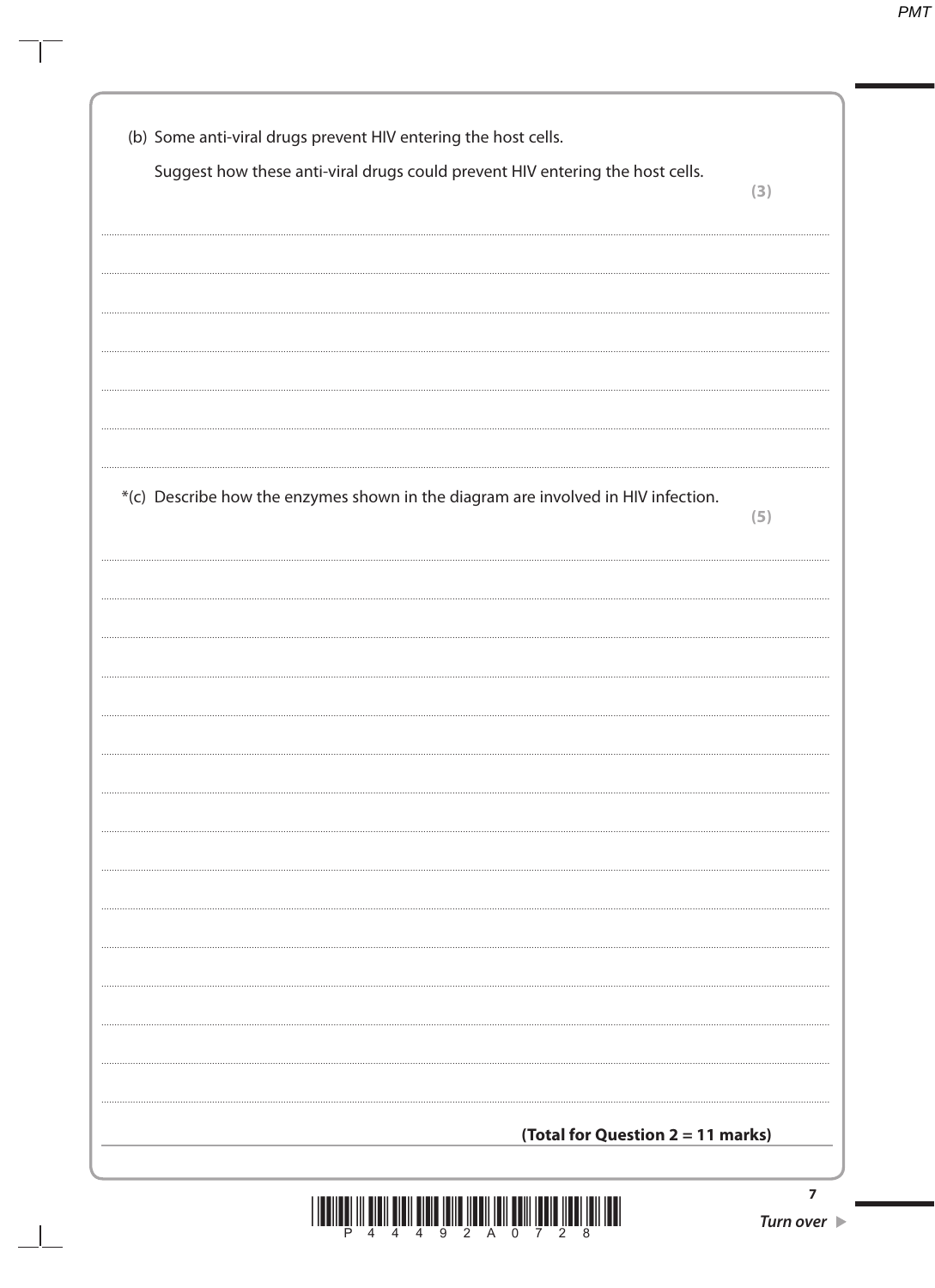(b) Some anti-viral drugs prevent HIV entering the host cells.

Suggest how these anti-viral drugs could prevent HIV entering the host cells.

**(3)**

*(c) Describe how the enzymes shown in the diagram are involved in HIV infection.

**(5)**

**(Total for Question 2 = 11 marks)**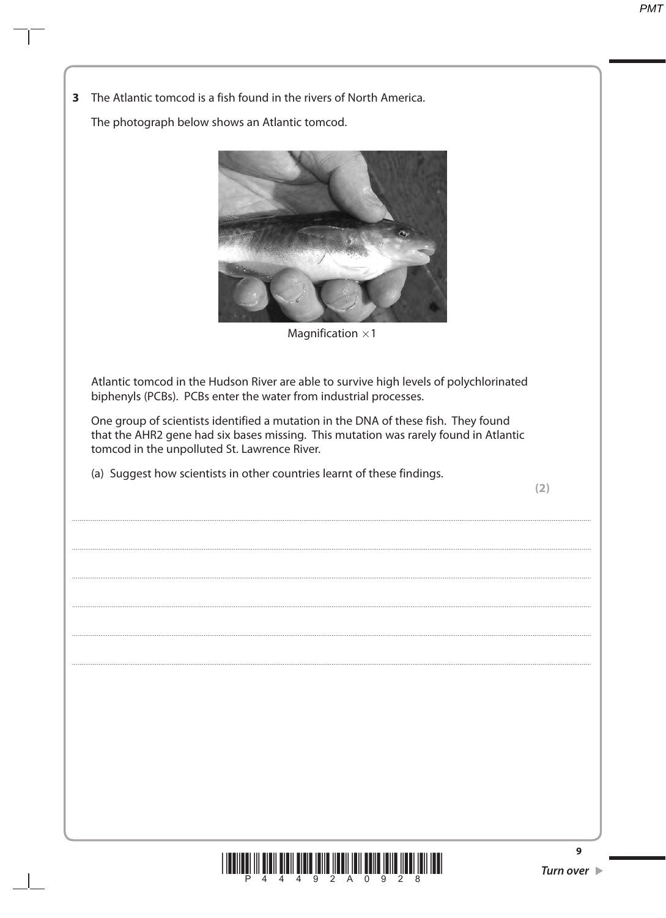**3** The Atlantic tomcod is a fish found in the rivers of North America.

The photograph below shows an Atlantic tomcod.

Magnification $\times 1$

Atlantic tomcod in the Hudson River are able to survive high levels of polychlorinated biphenyls (PCBs). PCBs enter the water from industrial processes.

One group of scientists identified a mutation in the DNA of these fish. They found that the AHR2 gene had six bases missing. This mutation was rarely found in Atlantic tomcod in the unpolluted St. Lawrence River.

(a) Suggest how scientists in other countries learnt of these findings.

**(2)**

..............................................................................................................................................

..............................................................................................................................................

..............................................................................................................................................

..............................................................................................................................................

..............................................................................................................................................

..............................................................................................................................................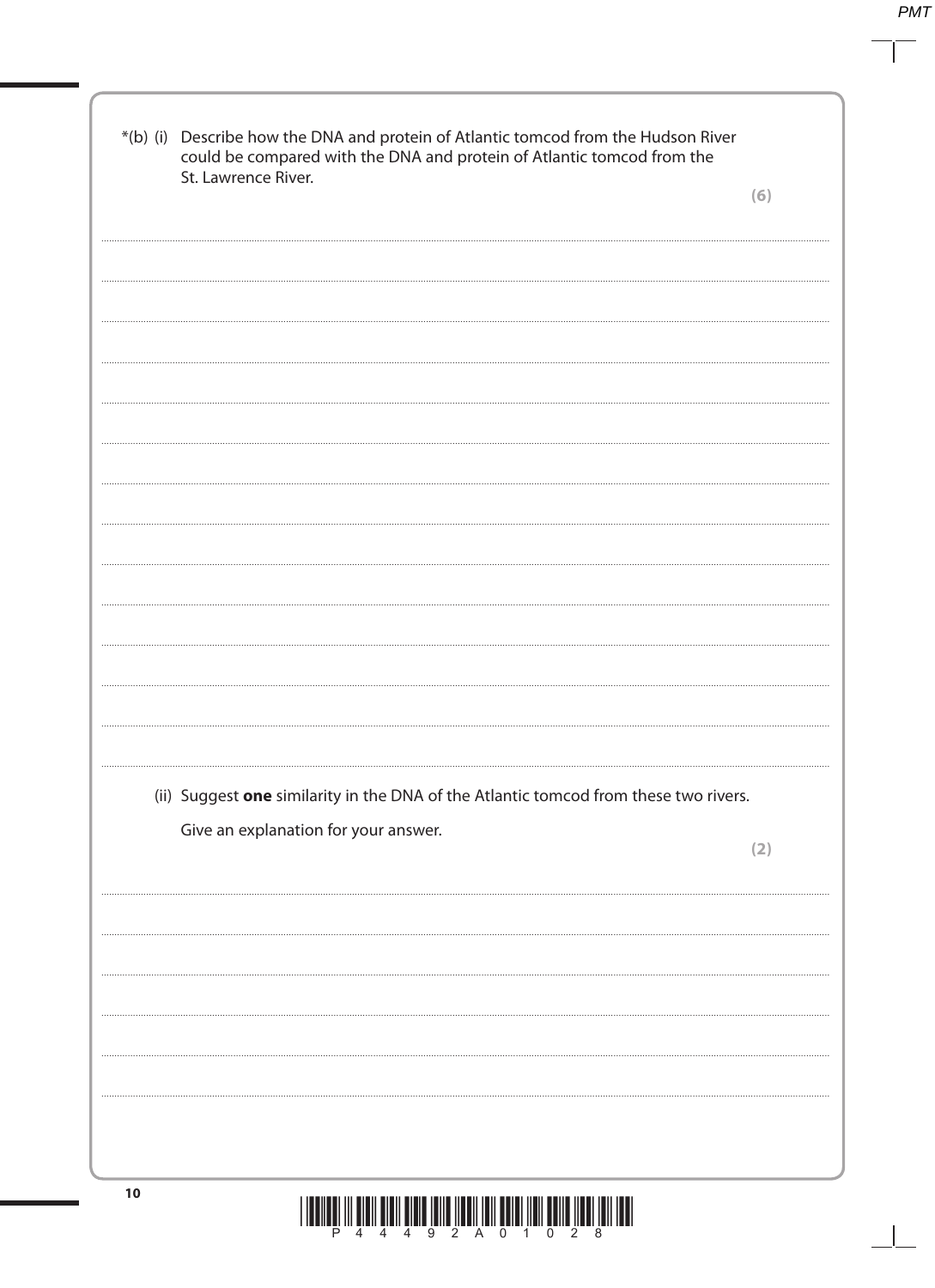*(b) (i) Describe how the DNA and protein of Atlantic tomcod from the Hudson River could be compared with the DNA and protein of Atlantic tomcod from the St. Lawrence River.

**(6)**

(ii) Suggest **one** similarity in the DNA of the Atlantic tomcod from these two rivers.

Give an explanation for your answer.

**(2)**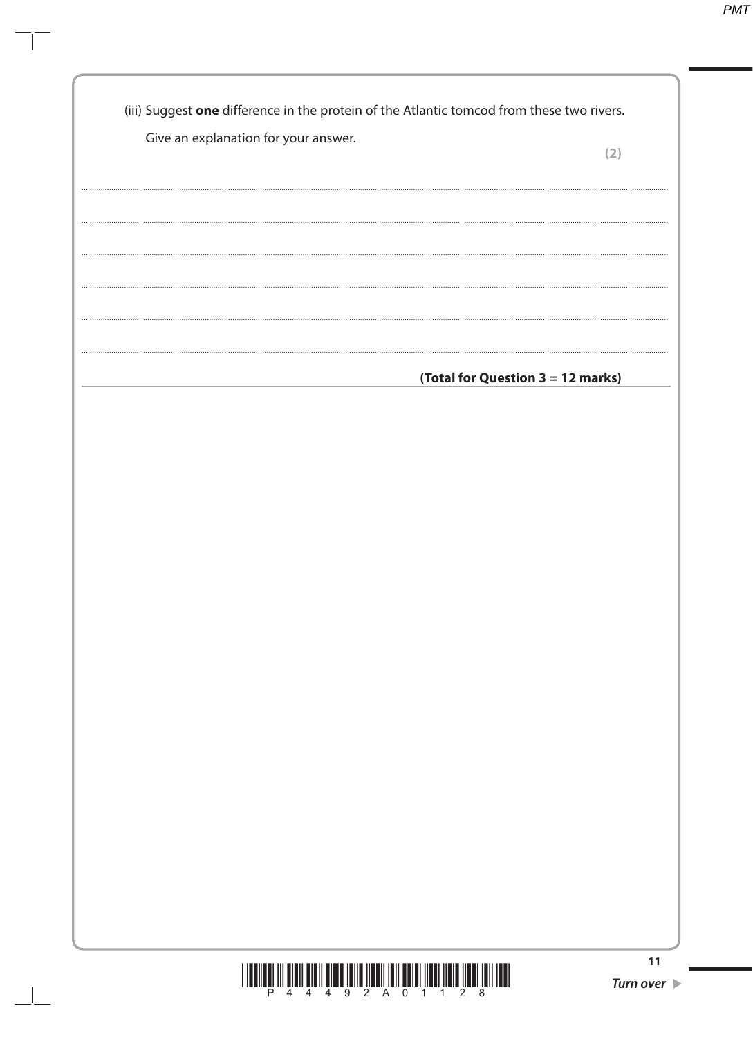(iii) Suggest **one** difference in the protein of the Atlantic tomcod from these two rivers.

Give an explanation for your answer.

**(2)**

....................................................................................................................................................................................................

....................................................................................................................................................................................................

....................................................................................................................................................................................................

....................................................................................................................................................................................................

....................................................................................................................................................................................................

**(Total for Question 3 = 12 marks)**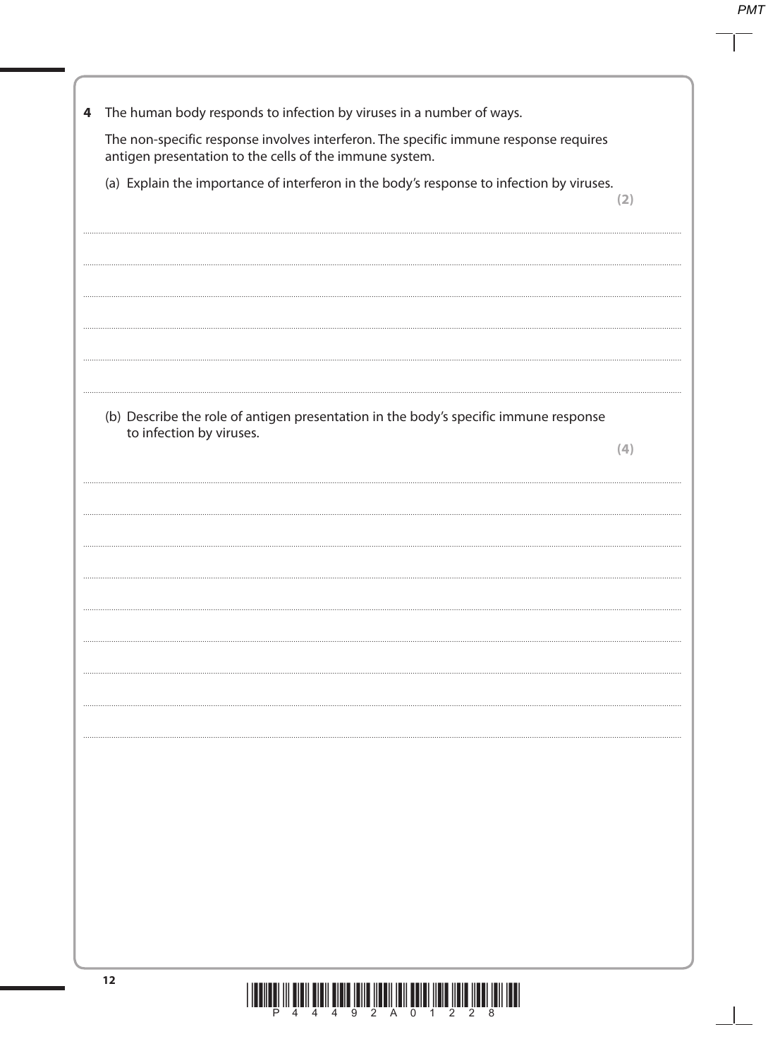**4** The human body responds to infection by viruses in a number of ways.

The non-specific response involves interferon. The specific immune response requires antigen presentation to the cells of the immune system.

(a) Explain the importance of interferon in the body's response to infection by viruses.
**(2)**

..............................................................................................................................................

..............................................................................................................................................

..............................................................................................................................................

..............................................................................................................................................

..............................................................................................................................................

..............................................................................................................................................

(b) Describe the role of antigen presentation in the body's specific immune response to infection by viruses.
**(4)**

..............................................................................................................................................

..............................................................................................................................................

..............................................................................................................................................

..............................................................................................................................................

..............................................................................................................................................

..............................................................................................................................................

..............................................................................................................................................

..............................................................................................................................................

..............................................................................................................................................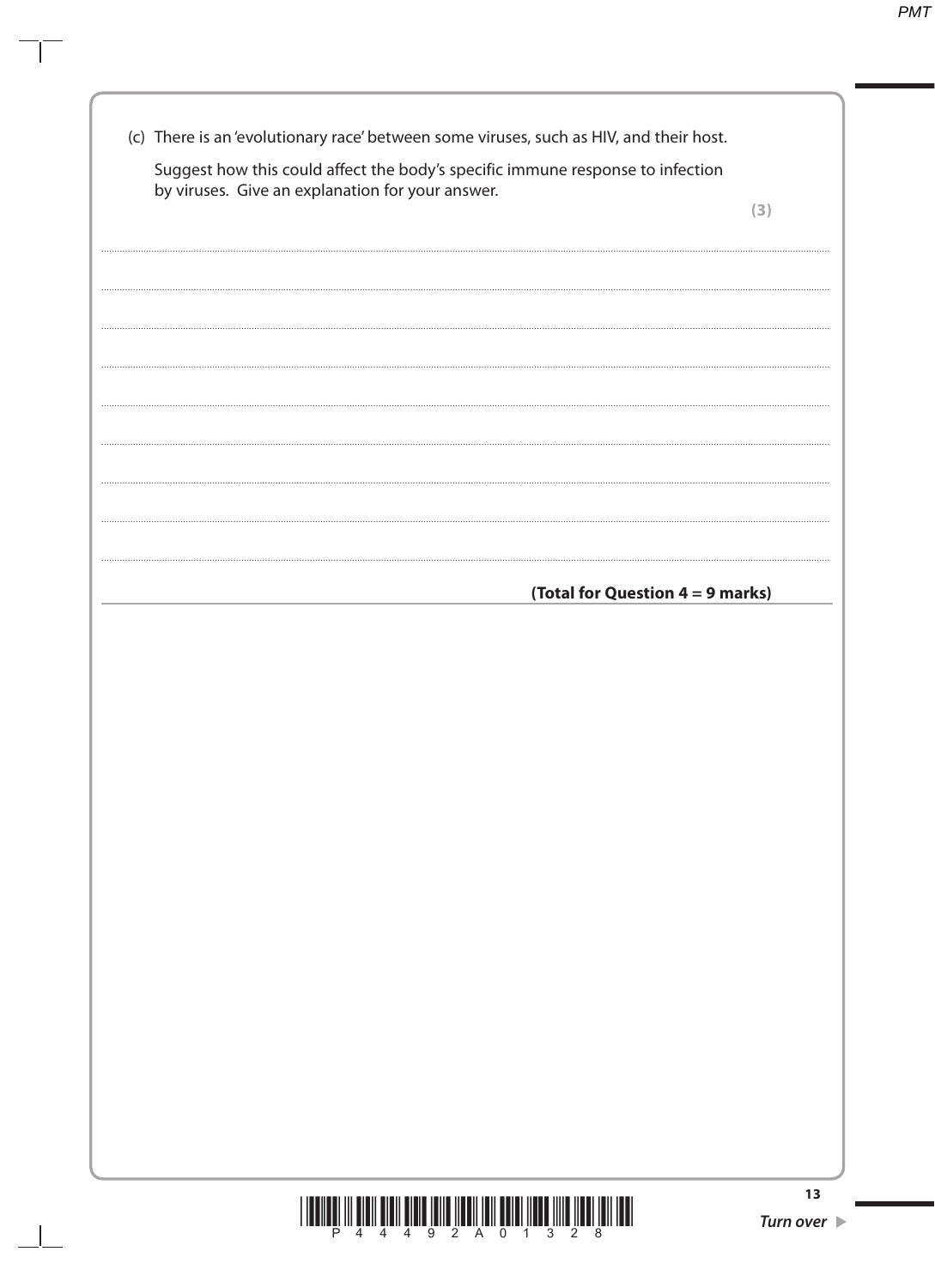(c) There is an 'evolutionary race' between some viruses, such as HIV, and their host.

Suggest how this could affect the body's specific immune response to infection by viruses. Give an explanation for your answer.

**(3)**

**(Total for Question 4 = 9 marks)**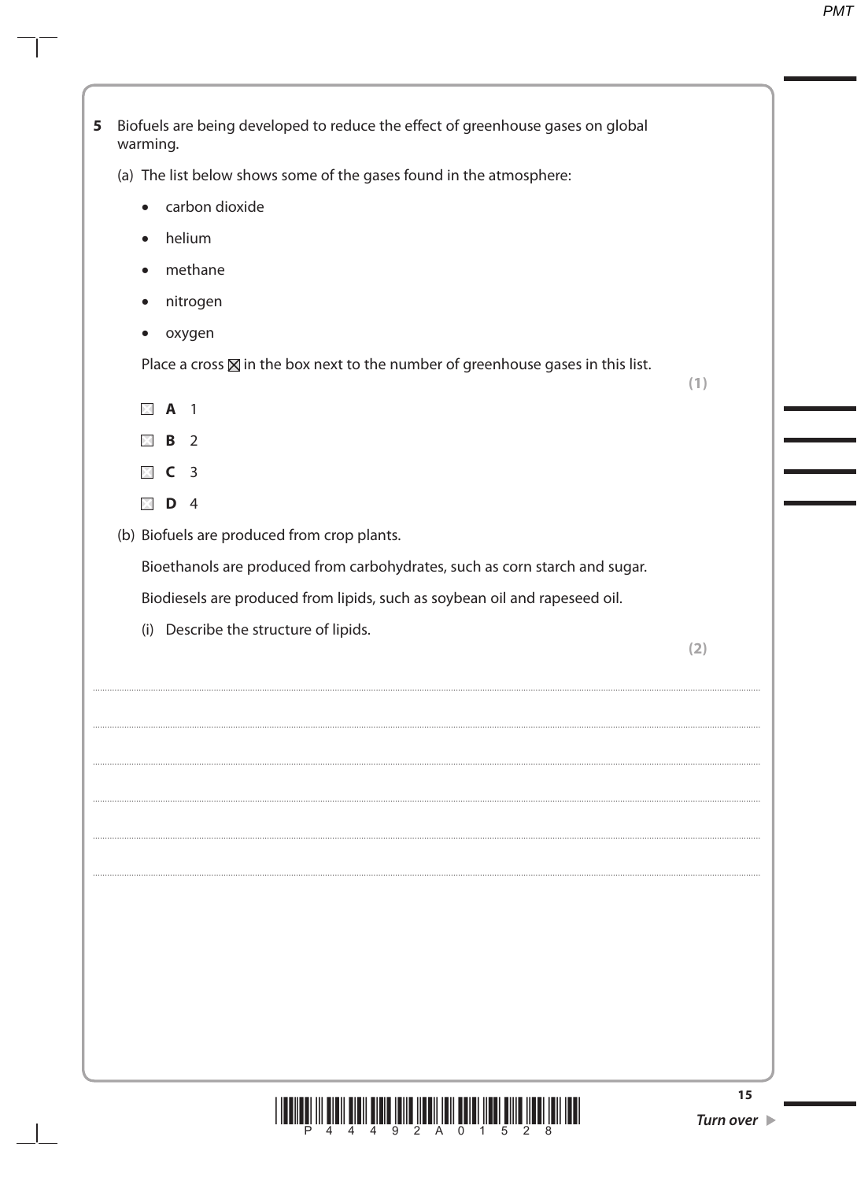**5** Biofuels are being developed to reduce the effect of greenhouse gases on global warming.

(a) The list below shows some of the gases found in the atmosphere:

- carbon dioxide
- helium
- methane
- nitrogen
- oxygen

Place a cross ☒ in the box next to the number of greenhouse gases in this list. **(1)**

☐ **A** 1

☐ **B** 2

☐ **C** 3

☐ **D** 4

(b) Biofuels are produced from crop plants.

Bioethanols are produced from carbohydrates, such as corn starch and sugar.

Biodiesels are produced from lipids, such as soybean oil and rapeseed oil.

(i) Describe the structure of lipids. **(2)**

..........................................................................................................................................

..........................................................................................................................................

..........................................................................................................................................

..........................................................................................................................................

..........................................................................................................................................

..........................................................................................................................................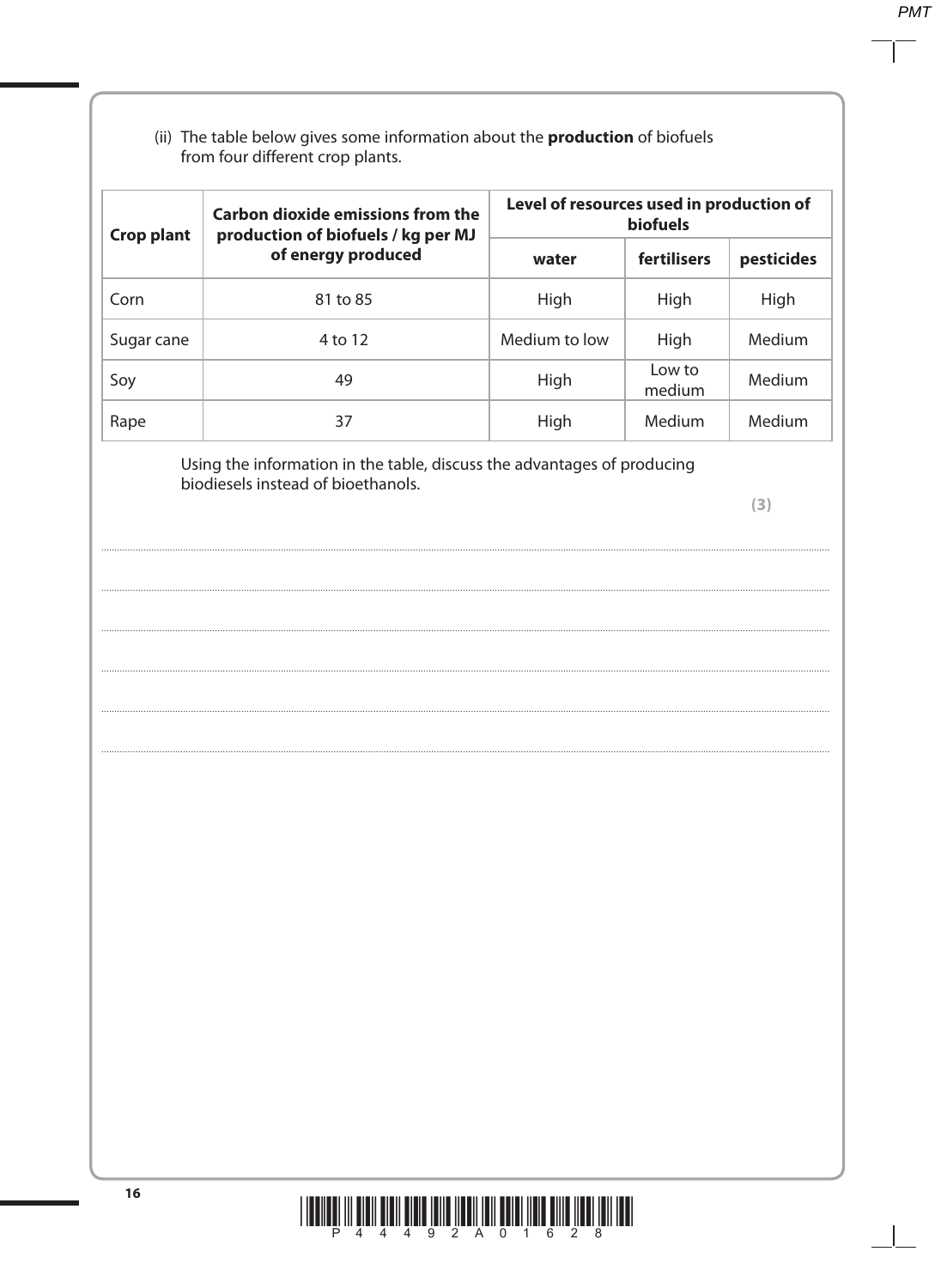(ii) The table below gives some information about the **production** of biofuels from four different crop plants.

| Crop plant | Carbon dioxide emissions from the production of biofuels / kg per MJ of energy produced | Level of resources used in production of biofuels | | |
|---|---|---|---|---|
| | | **water** | **fertilisers** | **pesticides** |
| Corn | 81 to 85 | High | High | High |
| Sugar cane | 4 to 12 | Medium to low | High | Medium |
| Soy | 49 | High | Low to medium | Medium |
| Rape | 37 | High | Medium | Medium |

Using the information in the table, discuss the advantages of producing biodiesels instead of bioethanols.

**(3)**

....................................................................................................................................................................................

....................................................................................................................................................................................

....................................................................................................................................................................................

....................................................................................................................................................................................

....................................................................................................................................................................................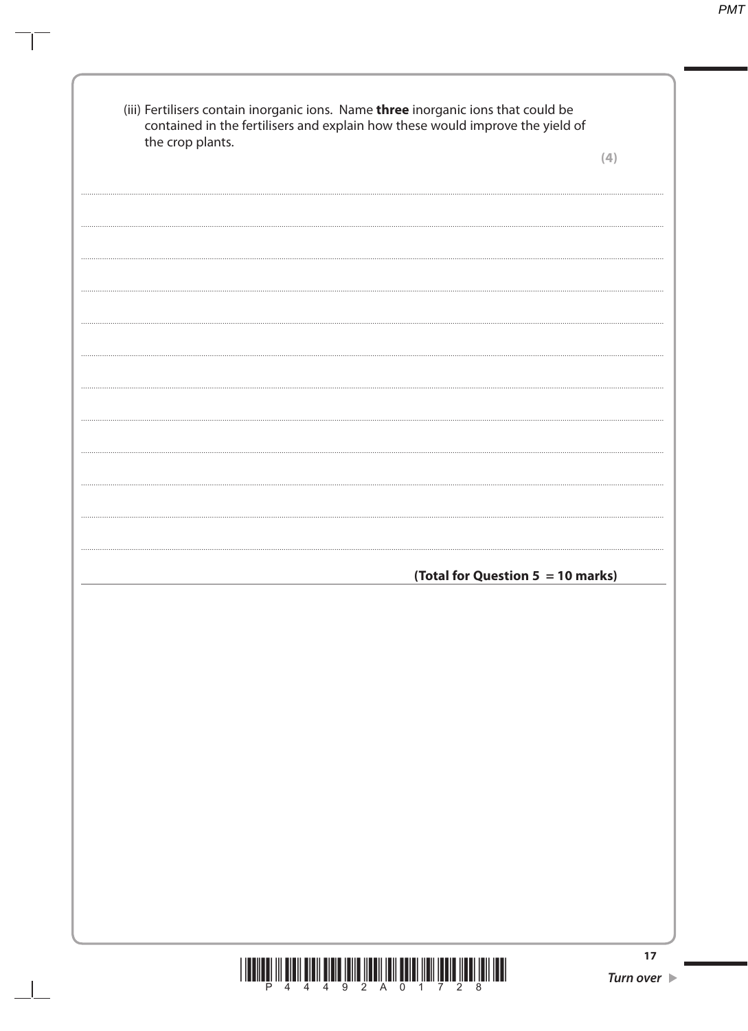(iii) Fertilisers contain inorganic ions. Name **three** inorganic ions that could be contained in the fertilisers and explain how these would improve the yield of the crop plants.

**(4)**

**(Total for Question 5 = 10 marks)**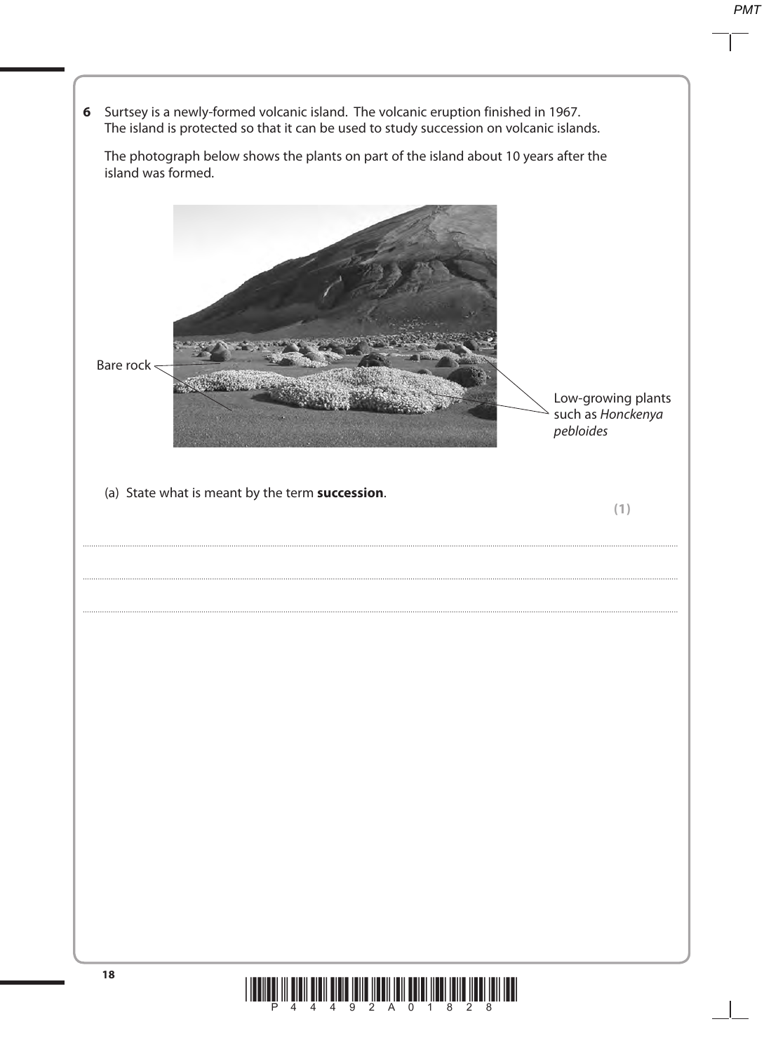**6** Surtsey is a newly-formed volcanic island. The volcanic eruption finished in 1967. The island is protected so that it can be used to study succession on volcanic islands.

The photograph below shows the plants on part of the island about 10 years after the island was formed.

Bare rock

Low-growing plants such as *Honckenya pebloides*

(a) State what is meant by the term **succession**.

**(1)**

........................................................................................................................................................................................................

........................................................................................................................................................................................................

........................................................................................................................................................................................................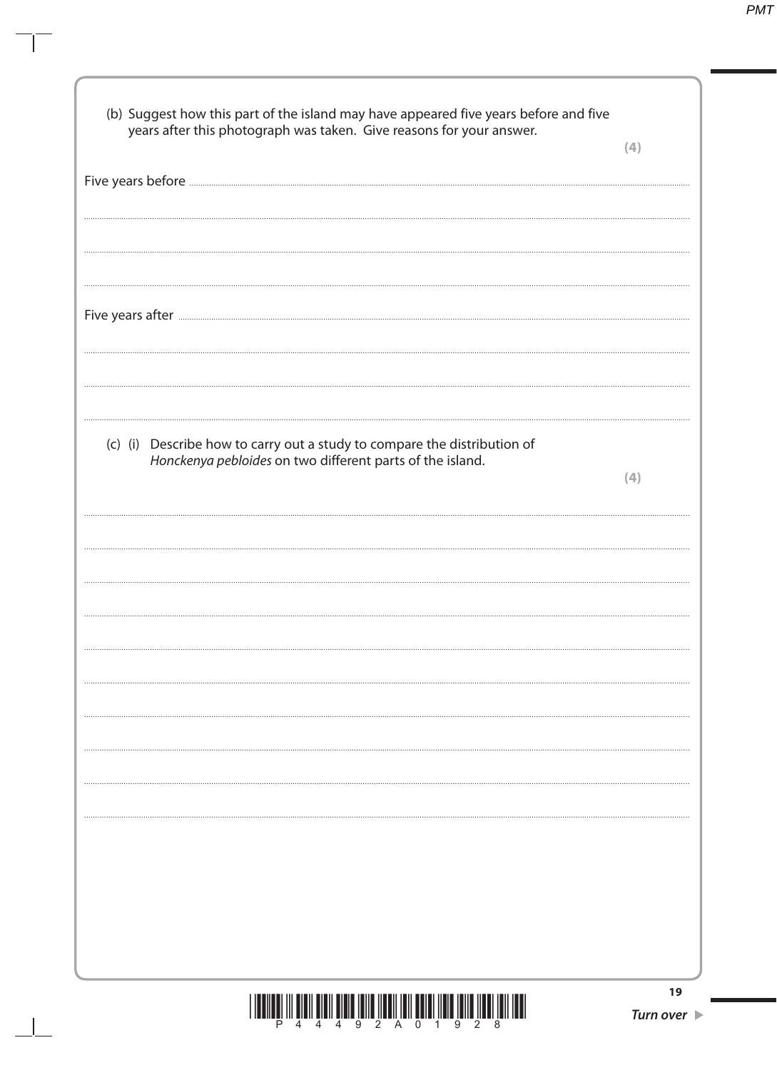(b) Suggest how this part of the island may have appeared five years before and five years after this photograph was taken. Give reasons for your answer.

**(4)**

Five years before ..............................................................................................................................

..............................................................................................................................................................

..............................................................................................................................................................

Five years after ..............................................................................................................................

..............................................................................................................................................................

..............................................................................................................................................................

(c) (i) Describe how to carry out a study to compare the distribution of *Honckenya pebloides* on two different parts of the island.

**(4)**

..............................................................................................................................................................

..............................................................................................................................................................

..............................................................................................................................................................

..............................................................................................................................................................

..............................................................................................................................................................

..............................................................................................................................................................

..............................................................................................................................................................

..............................................................................................................................................................

..............................................................................................................................................................

**Turn over**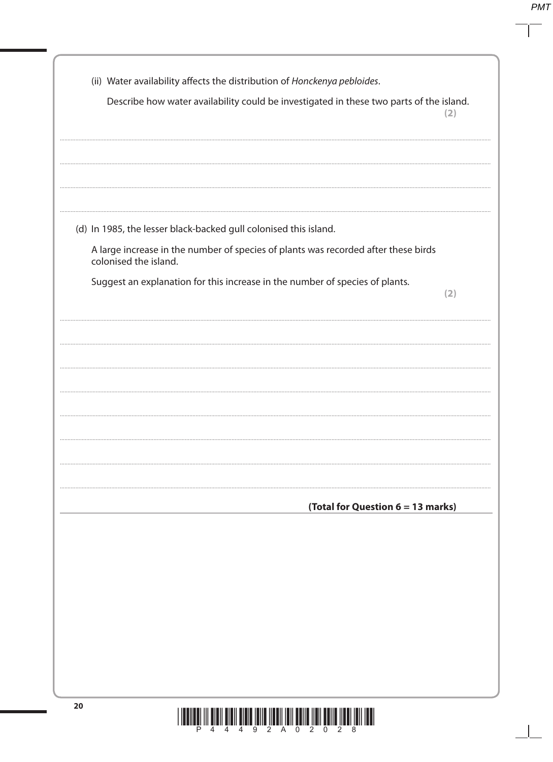(ii) Water availability affects the distribution of *Honckenya pebloides*.

Describe how water availability could be investigated in these two parts of the island.
**(2)**

....................................................................................................................................................................................

....................................................................................................................................................................................

....................................................................................................................................................................................

(d) In 1985, the lesser black-backed gull colonised this island.

A large increase in the number of species of plants was recorded after these birds colonised the island.

Suggest an explanation for this increase in the number of species of plants.
**(2)**

....................................................................................................................................................................................

....................................................................................................................................................................................

....................................................................................................................................................................................

....................................................................................................................................................................................

....................................................................................................................................................................................

....................................................................................................................................................................................

....................................................................................................................................................................................

**(Total for Question 6 = 13 marks)**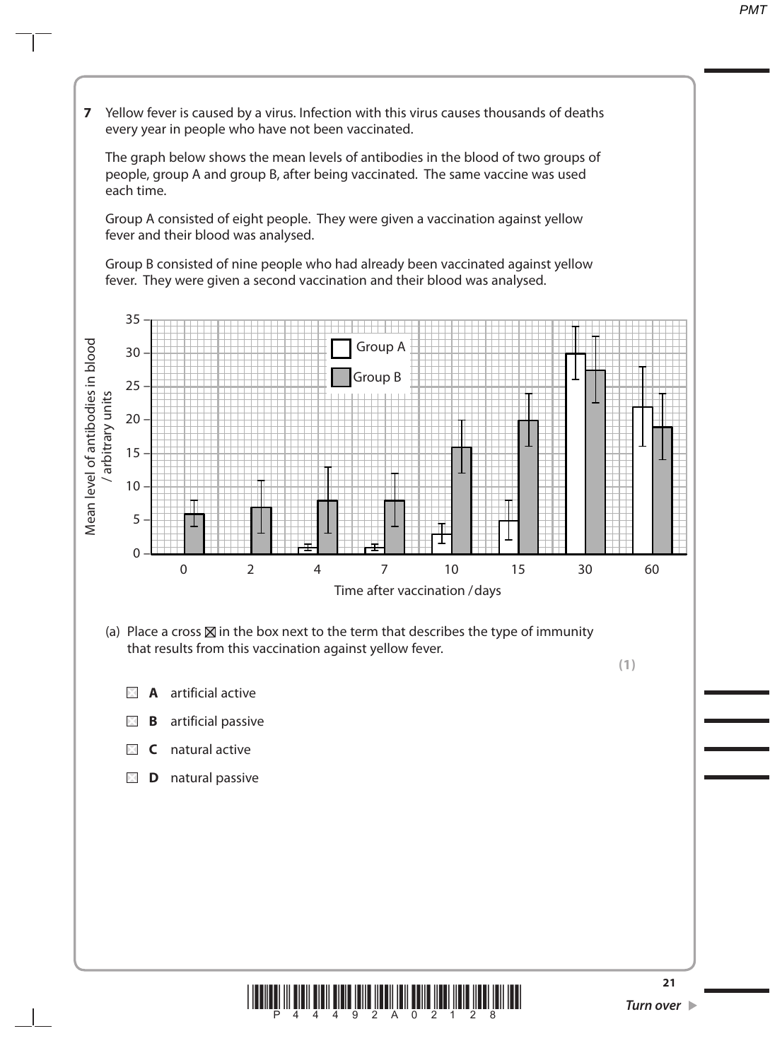**7** Yellow fever is caused by a virus. Infection with this virus causes thousands of deaths every year in people who have not been vaccinated.

The graph below shows the mean levels of antibodies in the blood of two groups of people, group A and group B, after being vaccinated. The same vaccine was used each time.

Group A consisted of eight people. They were given a vaccination against yellow fever and their blood was analysed.

Group B consisted of nine people who had already been vaccinated against yellow fever. They were given a second vaccination and their blood was analysed.

Mean level of antibodies in blood / arbitrary units

Group A

Group B

Time after vaccination / days

(a) Place a cross ☒ in the box next to the term that describes the type of immunity that results from this vaccination against yellow fever.

**(1)**

☐ **A** artificial active

☐ **B** artificial passive

☐ **C** natural active

☐ **D** natural passive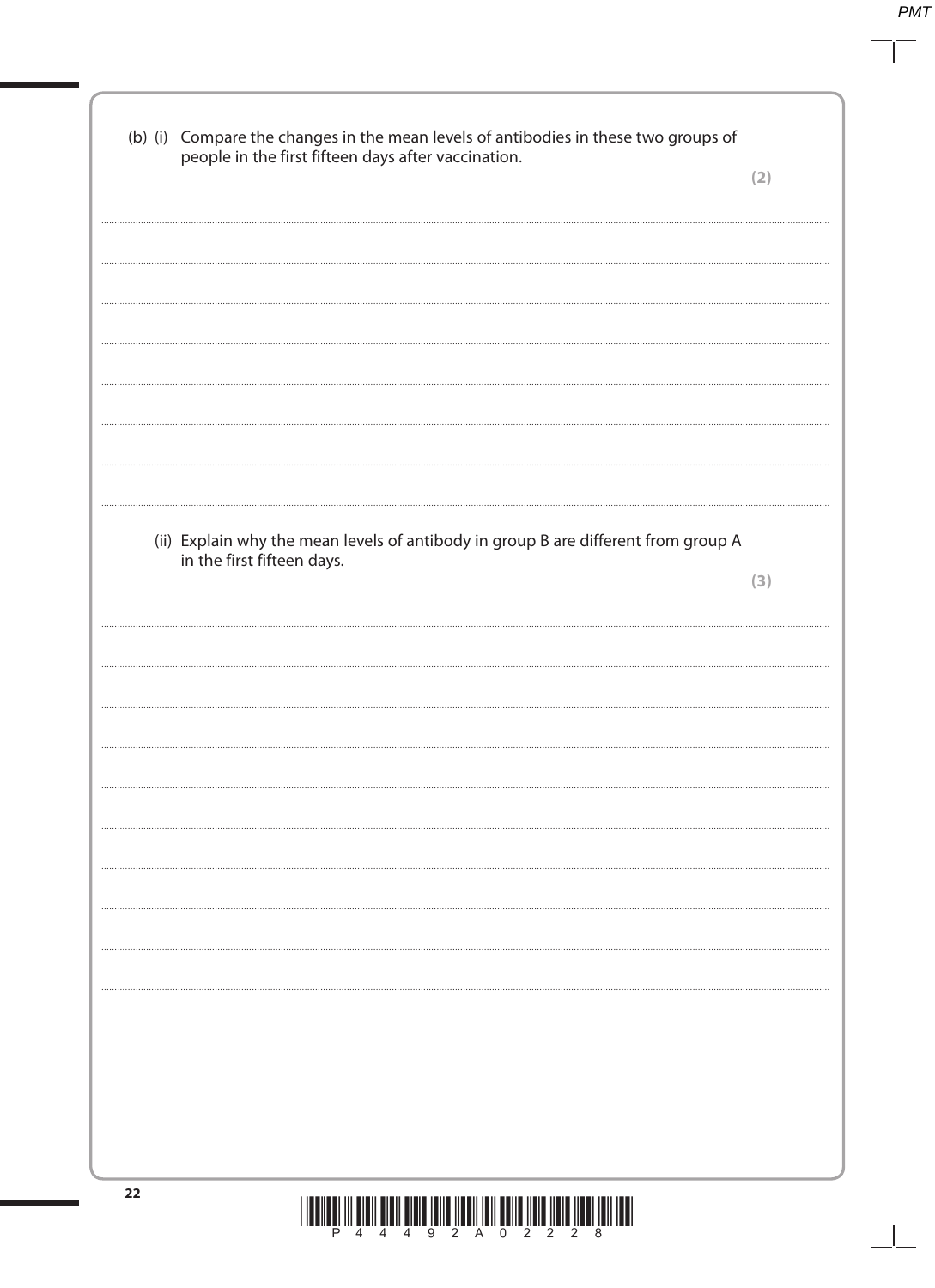(b) (i) Compare the changes in the mean levels of antibodies in these two groups of people in the first fifteen days after vaccination.

**(2)**

(ii) Explain why the mean levels of antibody in group B are different from group A in the first fifteen days.

**(3)**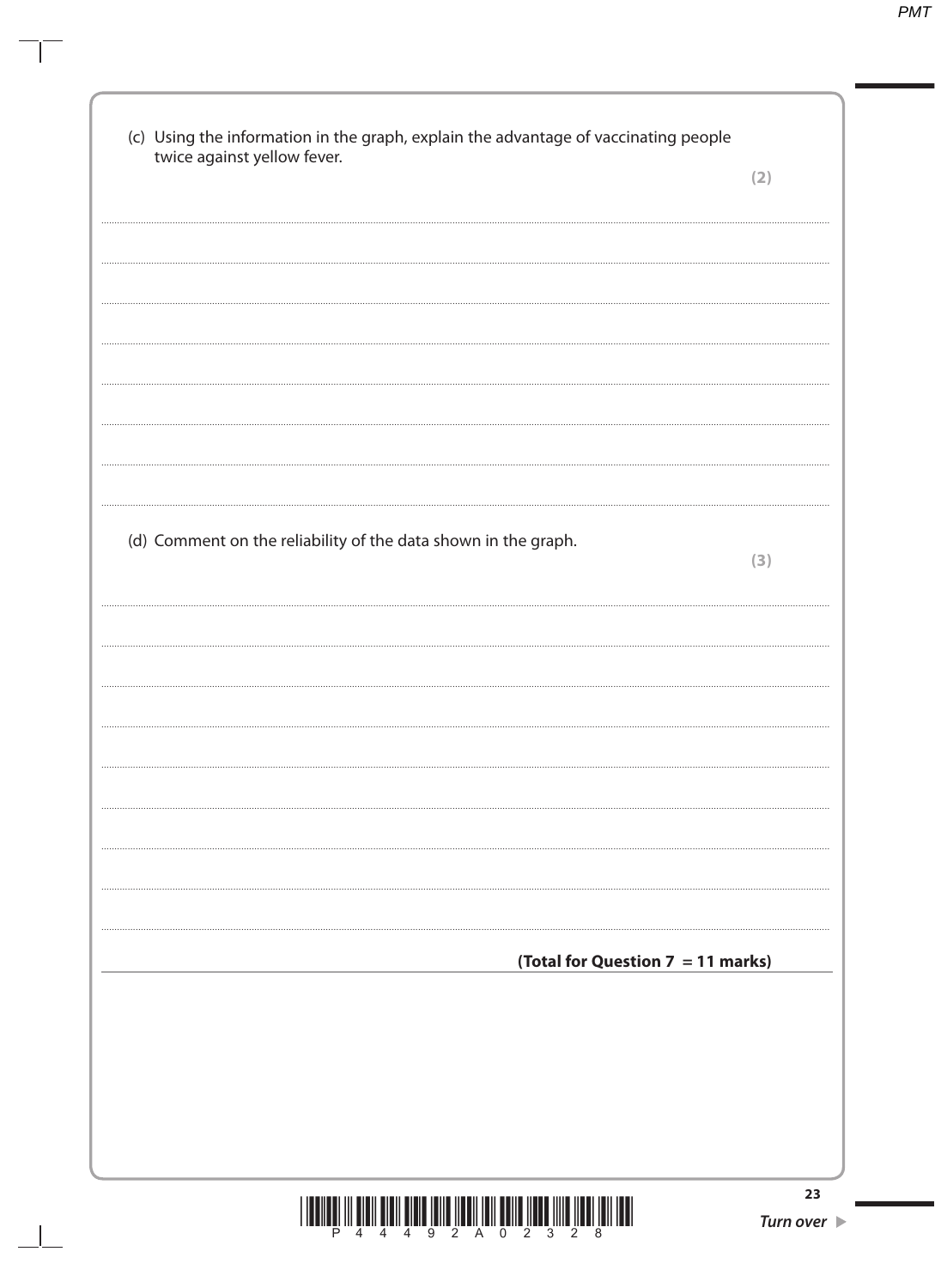(c) Using the information in the graph, explain the advantage of vaccinating people twice against yellow fever.

**(2)**

(d) Comment on the reliability of the data shown in the graph.

**(3)**

**(Total for Question 7 = 11 marks)**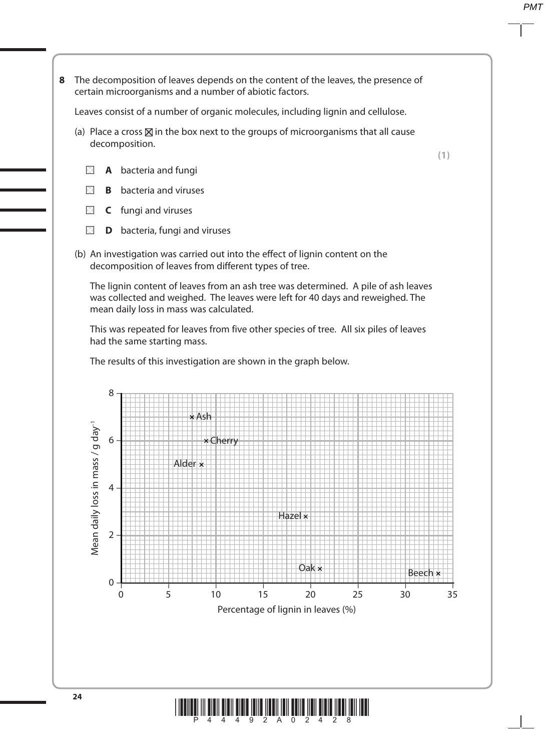**8** The decomposition of leaves depends on the content of the leaves, the presence of certain microorganisms and a number of abiotic factors.

Leaves consist of a number of organic molecules, including lignin and cellulose.

(a) Place a cross ☒ in the box next to the groups of microorganisms that all cause decomposition.

**(1)**

☐ **A** bacteria and fungi

☐ **B** bacteria and viruses

☐ **C** fungi and viruses

☐ **D** bacteria, fungi and viruses

(b) An investigation was carried out into the effect of lignin content on the decomposition of leaves from different types of tree.

The lignin content of leaves from an ash tree was determined. A pile of ash leaves was collected and weighed. The leaves were left for 40 days and reweighed. The mean daily loss in mass was calculated.

This was repeated for leaves from five other species of tree. All six piles of leaves had the same starting mass.

The results of this investigation are shown in the graph below.

Graph: Mean daily loss in mass / g day$^{-1}$ (y-axis, 0 to 8) against Percentage of lignin in leaves (%) (x-axis, 0 to 35). Plotted points: Ash, Cherry, Alder, Hazel, Oak, Beech.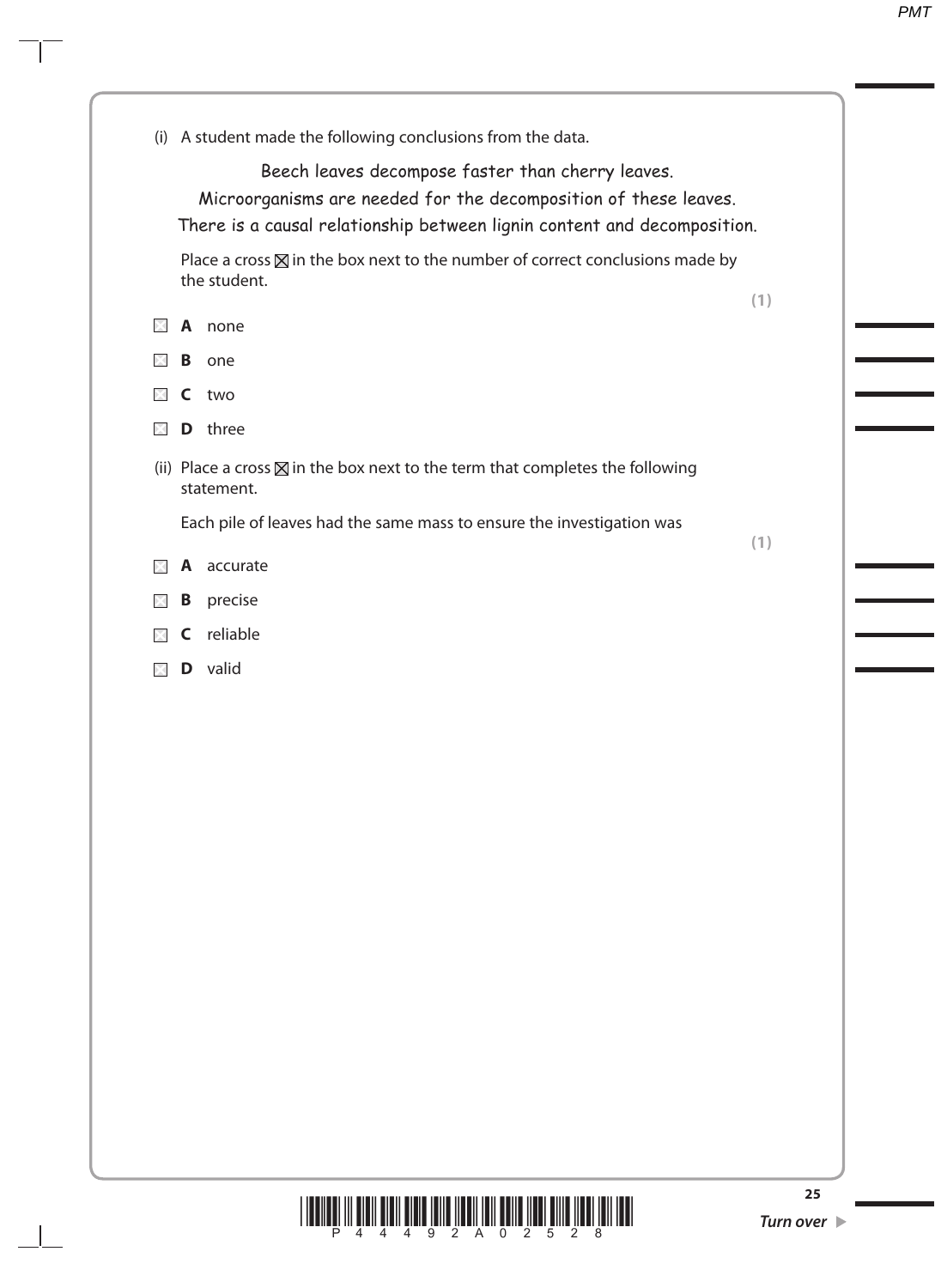(i) A student made the following conclusions from the data.

Beech leaves decompose faster than cherry leaves.

Microorganisms are needed for the decomposition of these leaves.

There is a causal relationship between lignin content and decomposition.

Place a cross ☒ in the box next to the number of correct conclusions made by the student.

**(1)**

☐ **A** none

☐ **B** one

☐ **C** two

☐ **D** three

(ii) Place a cross ☒ in the box next to the term that completes the following statement.

Each pile of leaves had the same mass to ensure the investigation was

**(1)**

☐ **A** accurate

☐ **B** precise

☐ **C** reliable

☐ **D** valid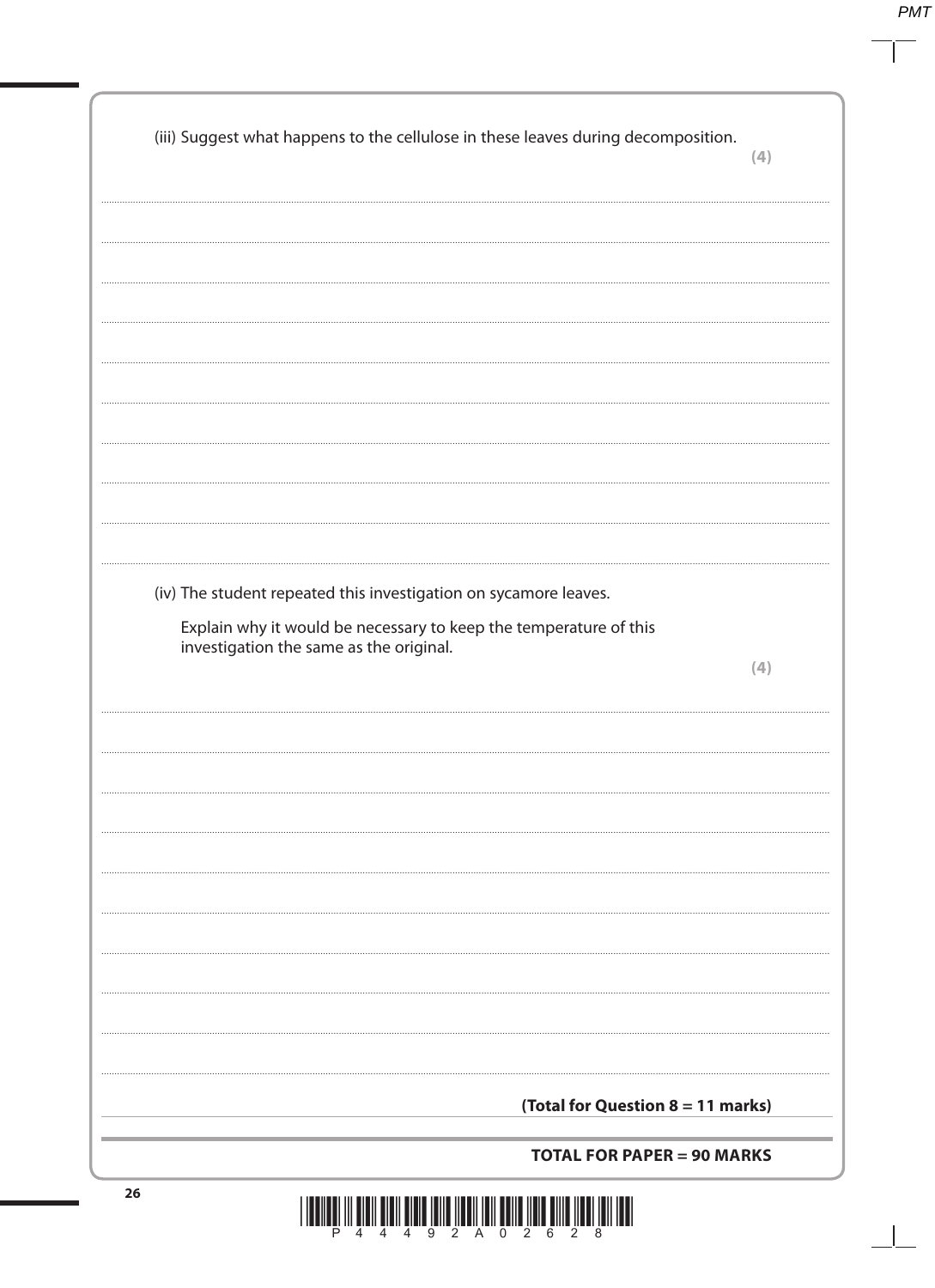(iii) Suggest what happens to the cellulose in these leaves during decomposition.

**(4)**

..................................................................................................................................................................

..................................................................................................................................................................

..................................................................................................................................................................

..................................................................................................................................................................

..................................................................................................................................................................

..................................................................................................................................................................

..................................................................................................................................................................

..................................................................................................................................................................

..................................................................................................................................................................

(iv) The student repeated this investigation on sycamore leaves.

Explain why it would be necessary to keep the temperature of this investigation the same as the original.

**(4)**

..................................................................................................................................................................

..................................................................................................................................................................

..................................................................................................................................................................

..................................................................................................................................................................

..................................................................................................................................................................

..................................................................................................................................................................

..................................................................................................................................................................

..................................................................................................................................................................

..................................................................................................................................................................

**(Total for Question 8 = 11 marks)**

**TOTAL FOR PAPER = 90 MARKS**